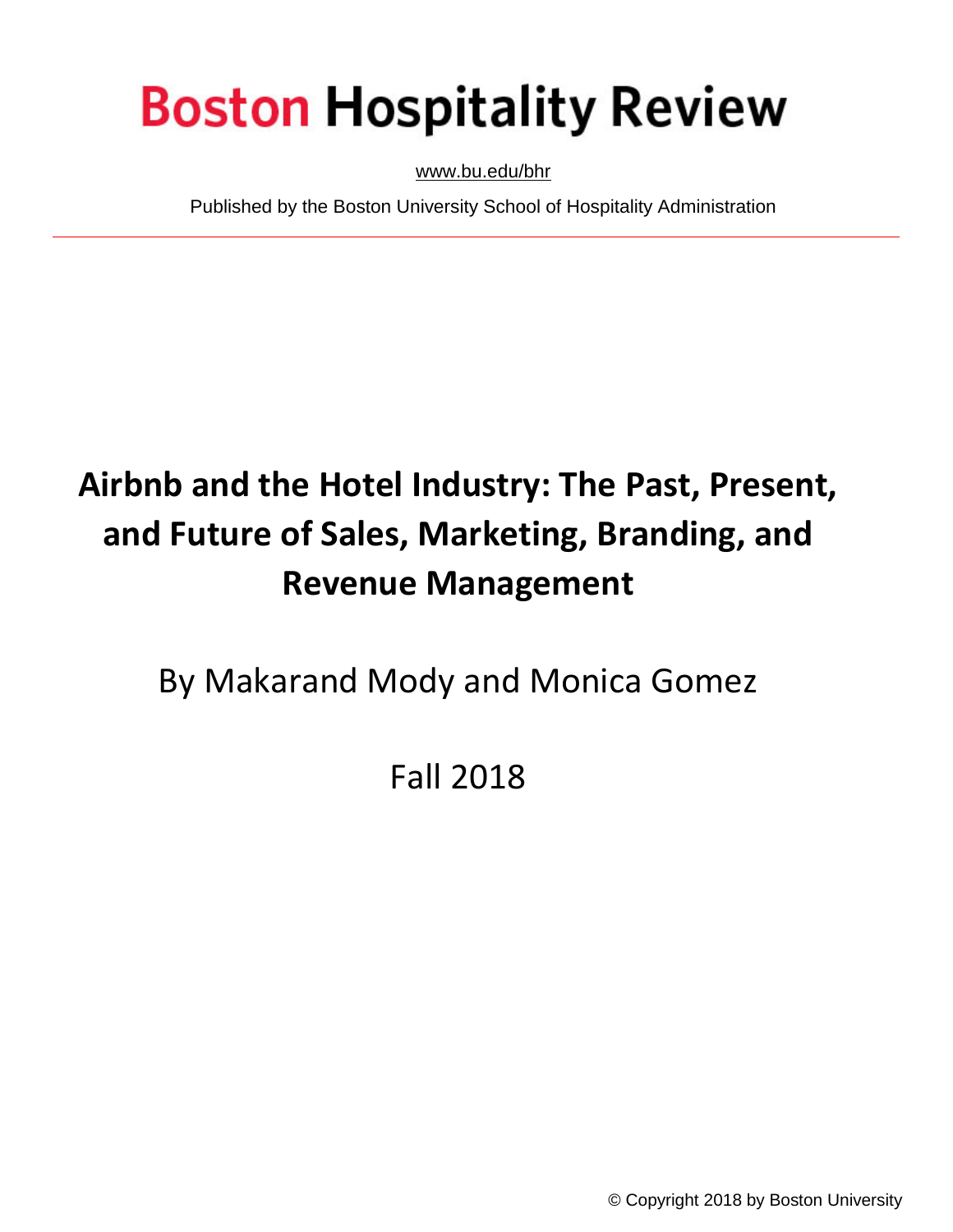# Boston Hospitality Review

www.bu.edu/bhr

Published by the Boston University School of Hospitality Administration

## Airbnb and the Hotel Industry: The Past, Present, and Future of Sales, Marketing, Branding, and Revenue Management

By Makarand Mody and Monica Gomez

Fall 2018

© Copyright 2018 by Boston University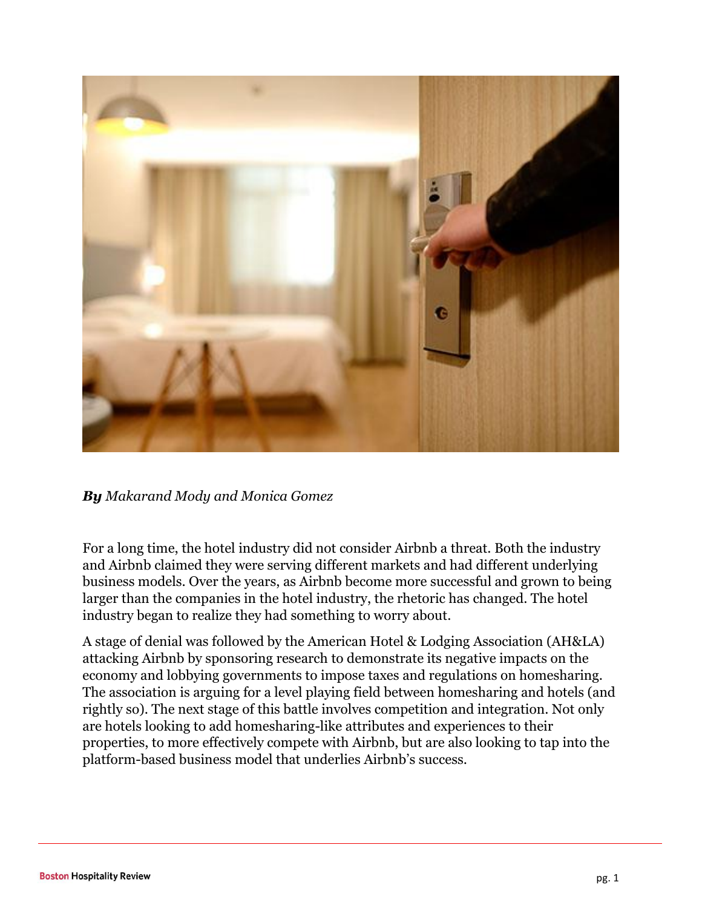***By*** *Makarand Mody and Monica Gomez*

For a long time, the hotel industry did not consider Airbnb a threat. Both the industry and Airbnb claimed they were serving different markets and had different underlying business models. Over the years, as Airbnb become more successful and grown to being larger than the companies in the hotel industry, the rhetoric has changed. The hotel industry began to realize they had something to worry about.

A stage of denial was followed by the American Hotel & Lodging Association (AH&LA) attacking Airbnb by sponsoring research to demonstrate its negative impacts on the economy and lobbying governments to impose taxes and regulations on homesharing. The association is arguing for a level playing field between homesharing and hotels (and rightly so). The next stage of this battle involves competition and integration. Not only are hotels looking to add homesharing-like attributes and experiences to their properties, to more effectively compete with Airbnb, but are also looking to tap into the platform-based business model that underlies Airbnb's success.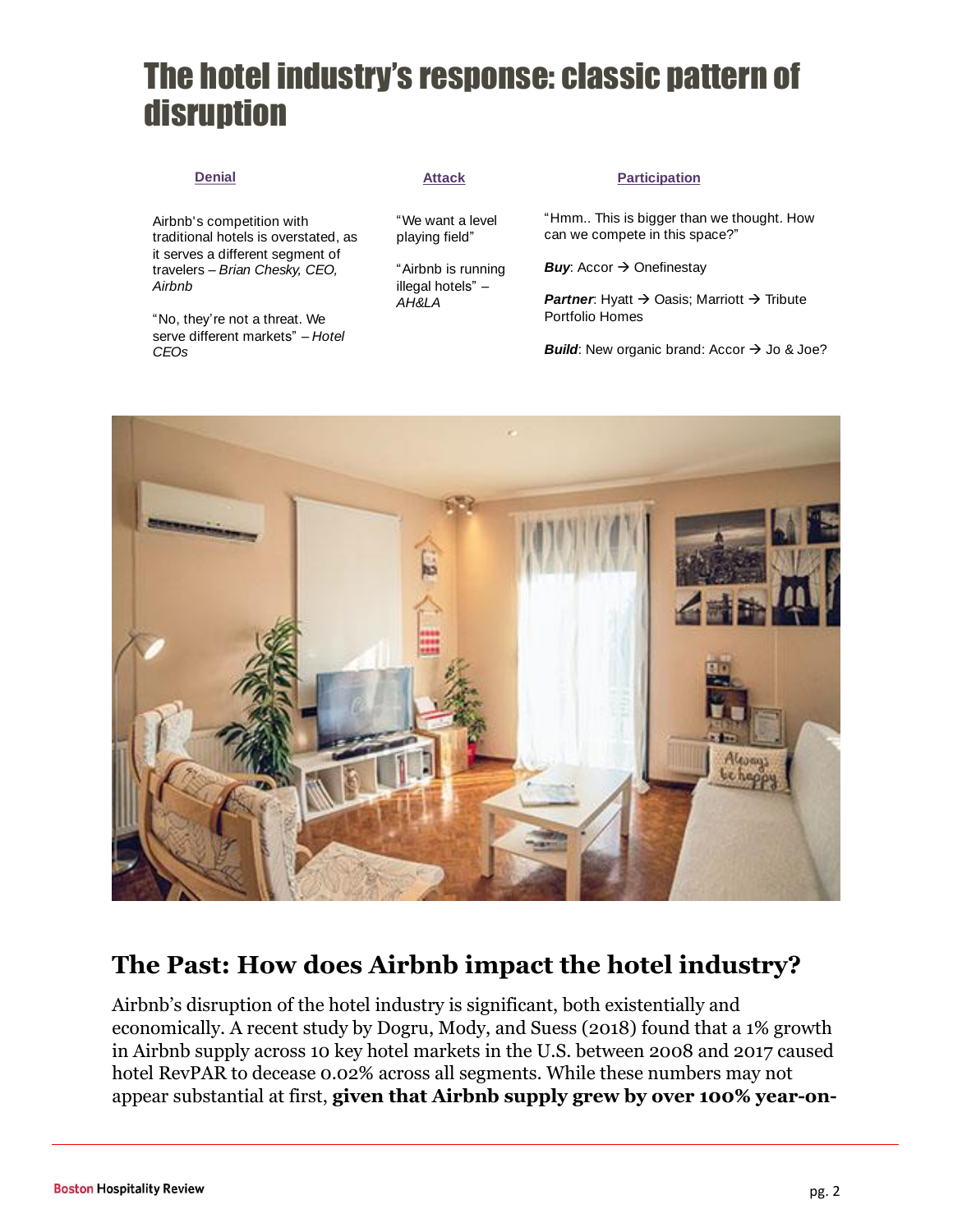# The hotel industry's response: classic pattern of disruption

| Denial | Attack | Participation |
| --- | --- | --- |
| Airbnb's competition with traditional hotels is overstated, as it serves a different segment of travelers – *Brian Chesky, CEO, Airbnb*<br><br>"No, they're not a threat. We serve different markets" – *Hotel CEOs* | "We want a level playing field"<br><br>"Airbnb is running illegal hotels" – *AH&LA* | "Hmm.. This is bigger than we thought. How can we compete in this space?"<br><br>***Buy***: Accor → Onefinestay<br><br>***Partner***: Hyatt → Oasis; Marriott → Tribute Portfolio Homes<br><br>***Build***: New organic brand: Accor → Jo & Joe? |

## The Past: How does Airbnb impact the hotel industry?

Airbnb's disruption of the hotel industry is significant, both existentially and economically. A recent study by Dogru, Mody, and Suess (2018) found that a 1% growth in Airbnb supply across 10 key hotel markets in the U.S. between 2008 and 2017 caused hotel RevPAR to decease 0.02% across all segments. While these numbers may not appear substantial at first, **given that Airbnb supply grew by over 100% year-on-**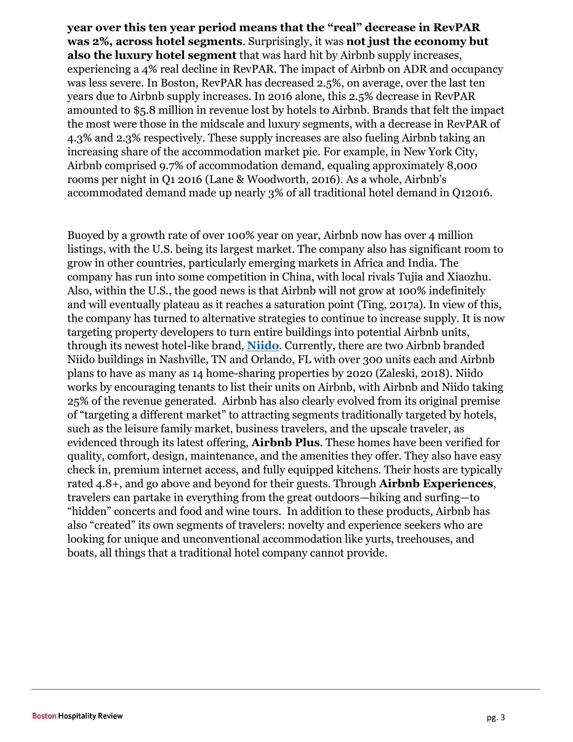**year over this ten year period means that the "real" decrease in RevPAR was 2%, across hotel segments**. Surprisingly, it was **not just the economy but also the luxury hotel segment** that was hard hit by Airbnb supply increases, experiencing a 4% real decline in RevPAR. The impact of Airbnb on ADR and occupancy was less severe. In Boston, RevPAR has decreased 2.5%, on average, over the last ten years due to Airbnb supply increases. In 2016 alone, this 2.5% decrease in RevPAR amounted to $5.8 million in revenue lost by hotels to Airbnb. Brands that felt the impact the most were those in the midscale and luxury segments, with a decrease in RevPAR of 4.3% and 2.3% respectively. These supply increases are also fueling Airbnb taking an increasing share of the accommodation market pie. For example, in New York City, Airbnb comprised 9.7% of accommodation demand, equaling approximately 8,000 rooms per night in Q1 2016 (Lane & Woodworth, 2016). As a whole, Airbnb's accommodated demand made up nearly 3% of all traditional hotel demand in Q12016.

Buoyed by a growth rate of over 100% year on year, Airbnb now has over 4 million listings, with the U.S. being its largest market. The company also has significant room to grow in other countries, particularly emerging markets in Africa and India. The company has run into some competition in China, with local rivals Tujia and Xiaozhu. Also, within the U.S., the good news is that Airbnb will not grow at 100% indefinitely and will eventually plateau as it reaches a saturation point (Ting, 2017a). In view of this, the company has turned to alternative strategies to continue to increase supply. It is now targeting property developers to turn entire buildings into potential Airbnb units, through its newest hotel-like brand, **Niido**. Currently, there are two Airbnb branded Niido buildings in Nashville, TN and Orlando, FL with over 300 units each and Airbnb plans to have as many as 14 home-sharing properties by 2020 (Zaleski, 2018). Niido works by encouraging tenants to list their units on Airbnb, with Airbnb and Niido taking 25% of the revenue generated. Airbnb has also clearly evolved from its original premise of "targeting a different market" to attracting segments traditionally targeted by hotels, such as the leisure family market, business travelers, and the upscale traveler, as evidenced through its latest offering, **Airbnb Plus**. These homes have been verified for quality, comfort, design, maintenance, and the amenities they offer. They also have easy check in, premium internet access, and fully equipped kitchens. Their hosts are typically rated 4.8+, and go above and beyond for their guests. Through **Airbnb Experiences**, travelers can partake in everything from the great outdoors—hiking and surfing—to "hidden" concerts and food and wine tours. In addition to these products, Airbnb has also "created" its own segments of travelers: novelty and experience seekers who are looking for unique and unconventional accommodation like yurts, treehouses, and boats, all things that a traditional hotel company cannot provide.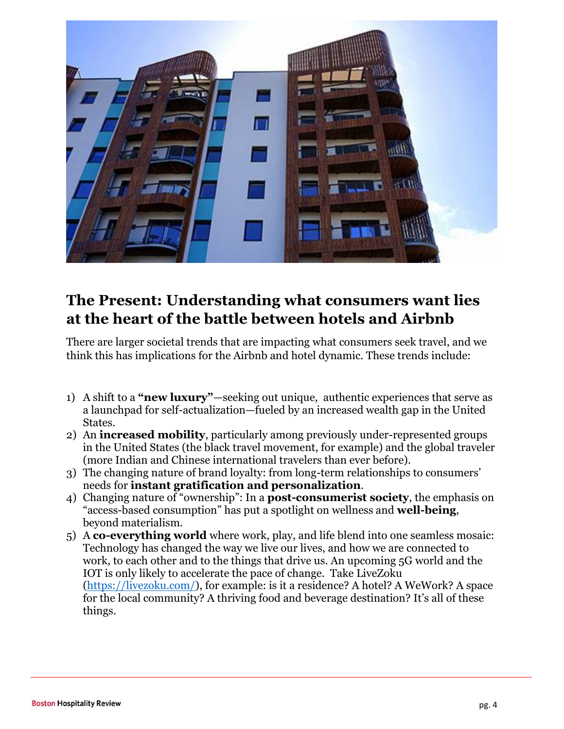## The Present: Understanding what consumers want lies at the heart of the battle between hotels and Airbnb

There are larger societal trends that are impacting what consumers seek travel, and we think this has implications for the Airbnb and hotel dynamic. These trends include:

1) A shift to a **"new luxury"**—seeking out unique, authentic experiences that serve as a launchpad for self-actualization—fueled by an increased wealth gap in the United States.
2) An **increased mobility**, particularly among previously under-represented groups in the United States (the black travel movement, for example) and the global traveler (more Indian and Chinese international travelers than ever before).
3) The changing nature of brand loyalty: from long-term relationships to consumers' needs for **instant gratification and personalization**.
4) Changing nature of "ownership": In a **post-consumerist society**, the emphasis on "access-based consumption" has put a spotlight on wellness and **well-being**, beyond materialism.
5) A **co-everything world** where work, play, and life blend into one seamless mosaic: Technology has changed the way we live our lives, and how we are connected to work, to each other and to the things that drive us. An upcoming 5G world and the IOT is only likely to accelerate the pace of change. Take LiveZoku ([https://livezoku.com/](https://livezoku.com/)), for example: is it a residence? A hotel? A WeWork? A space for the local community? A thriving food and beverage destination? It's all of these things.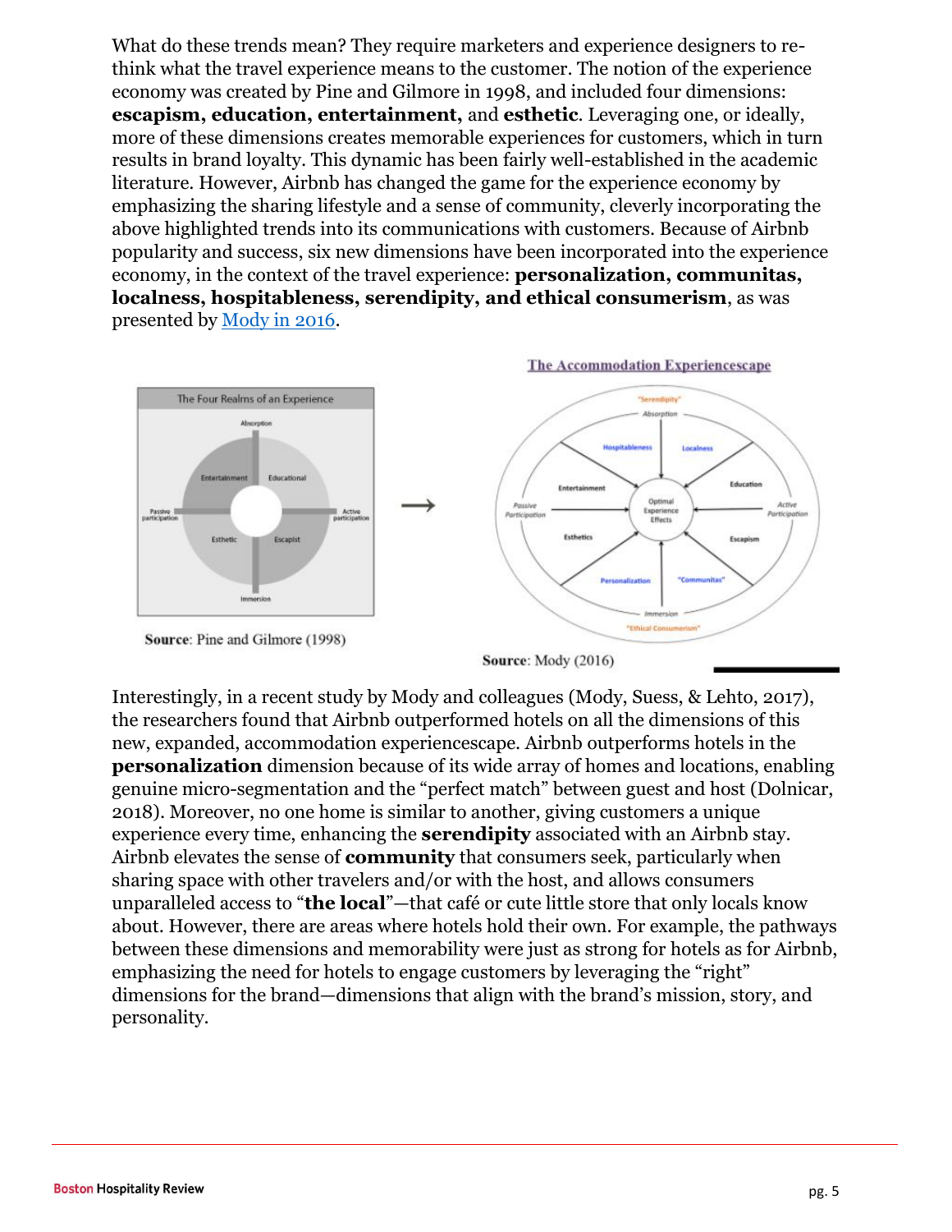What do these trends mean? They require marketers and experience designers to re-think what the travel experience means to the customer. The notion of the experience economy was created by Pine and Gilmore in 1998, and included four dimensions: **escapism, education, entertainment,** and **esthetic**. Leveraging one, or ideally, more of these dimensions creates memorable experiences for customers, which in turn results in brand loyalty. This dynamic has been fairly well-established in the academic literature. However, Airbnb has changed the game for the experience economy by emphasizing the sharing lifestyle and a sense of community, cleverly incorporating the above highlighted trends into its communications with customers. Because of Airbnb popularity and success, six new dimensions have been incorporated into the experience economy, in the context of the travel experience: **personalization, communitas, localness, hospitableness, serendipity, and ethical consumerism**, as was presented by Mody in 2016.

**Source**: Pine and Gilmore (1998)

**Source**: Mody (2016)

Interestingly, in a recent study by Mody and colleagues (Mody, Suess, & Lehto, 2017), the researchers found that Airbnb outperformed hotels on all the dimensions of this new, expanded, accommodation experiencescape. Airbnb outperforms hotels in the **personalization** dimension because of its wide array of homes and locations, enabling genuine micro-segmentation and the "perfect match" between guest and host (Dolnicar, 2018). Moreover, no one home is similar to another, giving customers a unique experience every time, enhancing the **serendipity** associated with an Airbnb stay. Airbnb elevates the sense of **community** that consumers seek, particularly when sharing space with other travelers and/or with the host, and allows consumers unparalleled access to "**the local**"—that café or cute little store that only locals know about. However, there are areas where hotels hold their own. For example, the pathways between these dimensions and memorability were just as strong for hotels as for Airbnb, emphasizing the need for hotels to engage customers by leveraging the "right" dimensions for the brand—dimensions that align with the brand's mission, story, and personality.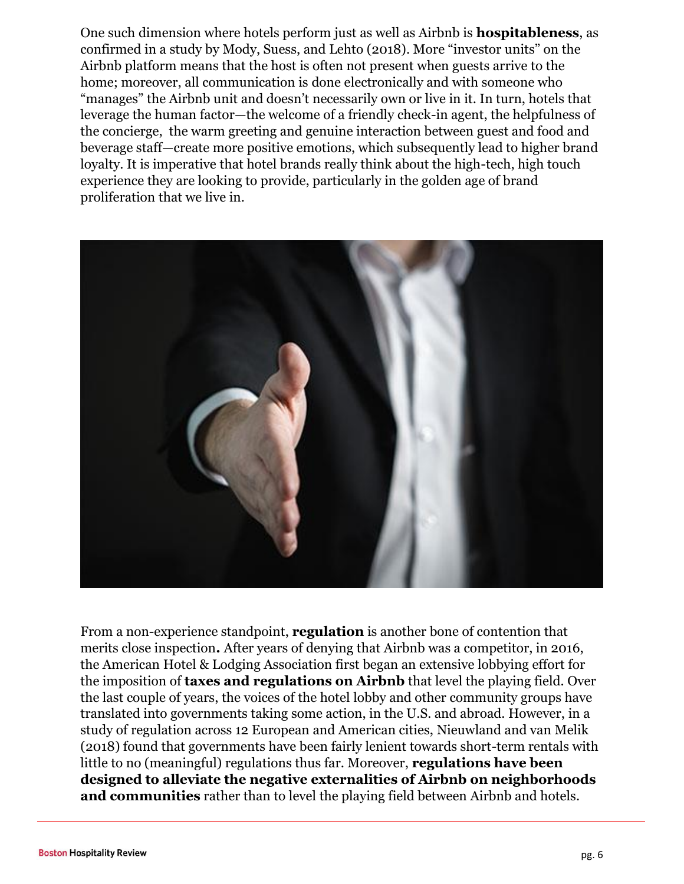One such dimension where hotels perform just as well as Airbnb is **hospitableness**, as confirmed in a study by Mody, Suess, and Lehto (2018). More "investor units" on the Airbnb platform means that the host is often not present when guests arrive to the home; moreover, all communication is done electronically and with someone who "manages" the Airbnb unit and doesn't necessarily own or live in it. In turn, hotels that leverage the human factor—the welcome of a friendly check-in agent, the helpfulness of the concierge, the warm greeting and genuine interaction between guest and food and beverage staff—create more positive emotions, which subsequently lead to higher brand loyalty. It is imperative that hotel brands really think about the high-tech, high touch experience they are looking to provide, particularly in the golden age of brand proliferation that we live in.

From a non-experience standpoint, **regulation** is another bone of contention that merits close inspection**.** After years of denying that Airbnb was a competitor, in 2016, the American Hotel & Lodging Association first began an extensive lobbying effort for the imposition of **taxes and regulations on Airbnb** that level the playing field. Over the last couple of years, the voices of the hotel lobby and other community groups have translated into governments taking some action, in the U.S. and abroad. However, in a study of regulation across 12 European and American cities, Nieuwland and van Melik (2018) found that governments have been fairly lenient towards short-term rentals with little to no (meaningful) regulations thus far. Moreover, **regulations have been designed to alleviate the negative externalities of Airbnb on neighborhoods and communities** rather than to level the playing field between Airbnb and hotels.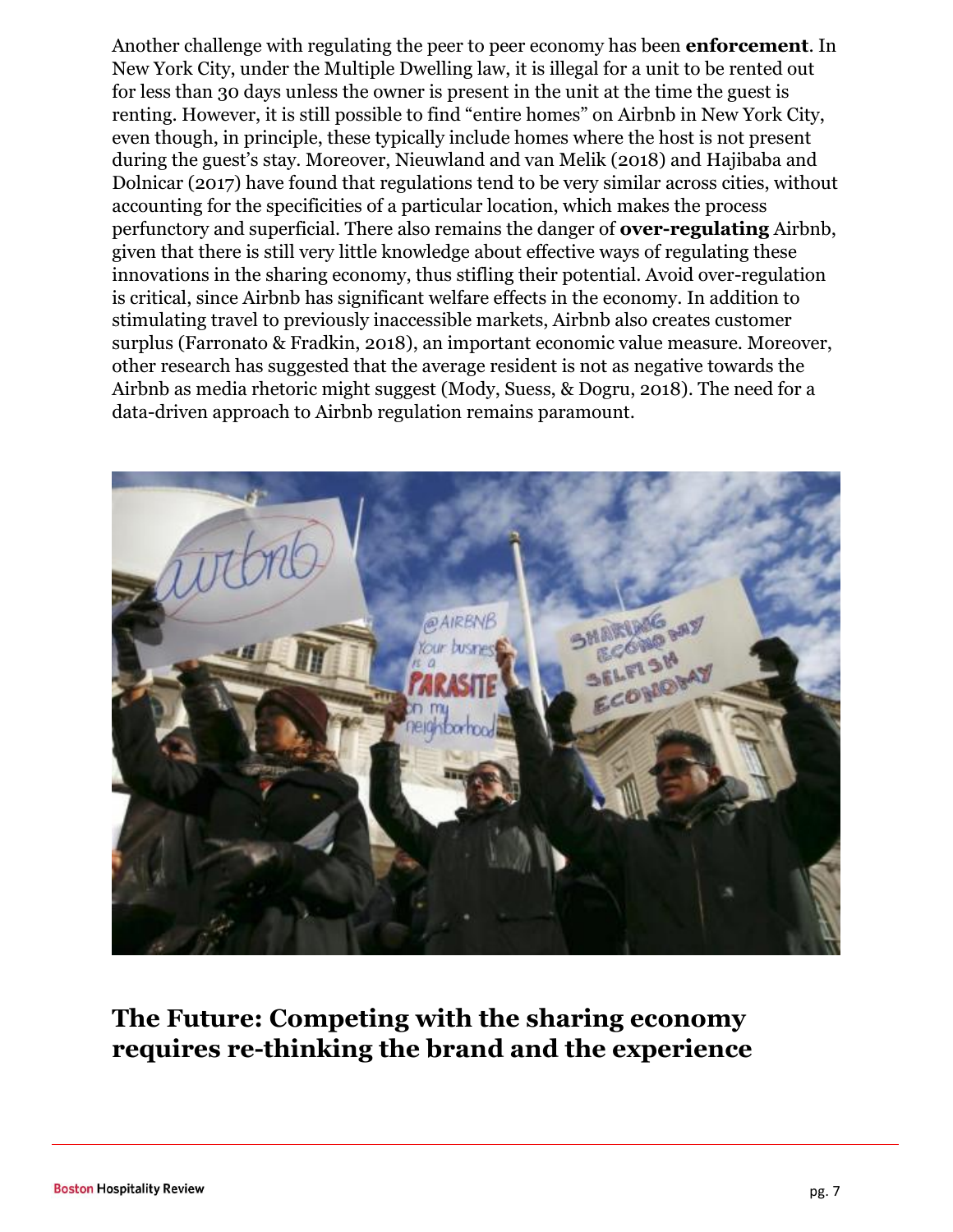Another challenge with regulating the peer to peer economy has been **enforcement**. In New York City, under the Multiple Dwelling law, it is illegal for a unit to be rented out for less than 30 days unless the owner is present in the unit at the time the guest is renting. However, it is still possible to find "entire homes" on Airbnb in New York City, even though, in principle, these typically include homes where the host is not present during the guest's stay. Moreover, Nieuwland and van Melik (2018) and Hajibaba and Dolnicar (2017) have found that regulations tend to be very similar across cities, without accounting for the specificities of a particular location, which makes the process perfunctory and superficial. There also remains the danger of **over-regulating** Airbnb, given that there is still very little knowledge about effective ways of regulating these innovations in the sharing economy, thus stifling their potential. Avoid over-regulation is critical, since Airbnb has significant welfare effects in the economy. In addition to stimulating travel to previously inaccessible markets, Airbnb also creates customer surplus (Farronato & Fradkin, 2018), an important economic value measure. Moreover, other research has suggested that the average resident is not as negative towards the Airbnb as media rhetoric might suggest (Mody, Suess, & Dogru, 2018). The need for a data-driven approach to Airbnb regulation remains paramount.

## The Future: Competing with the sharing economy requires re-thinking the brand and the experience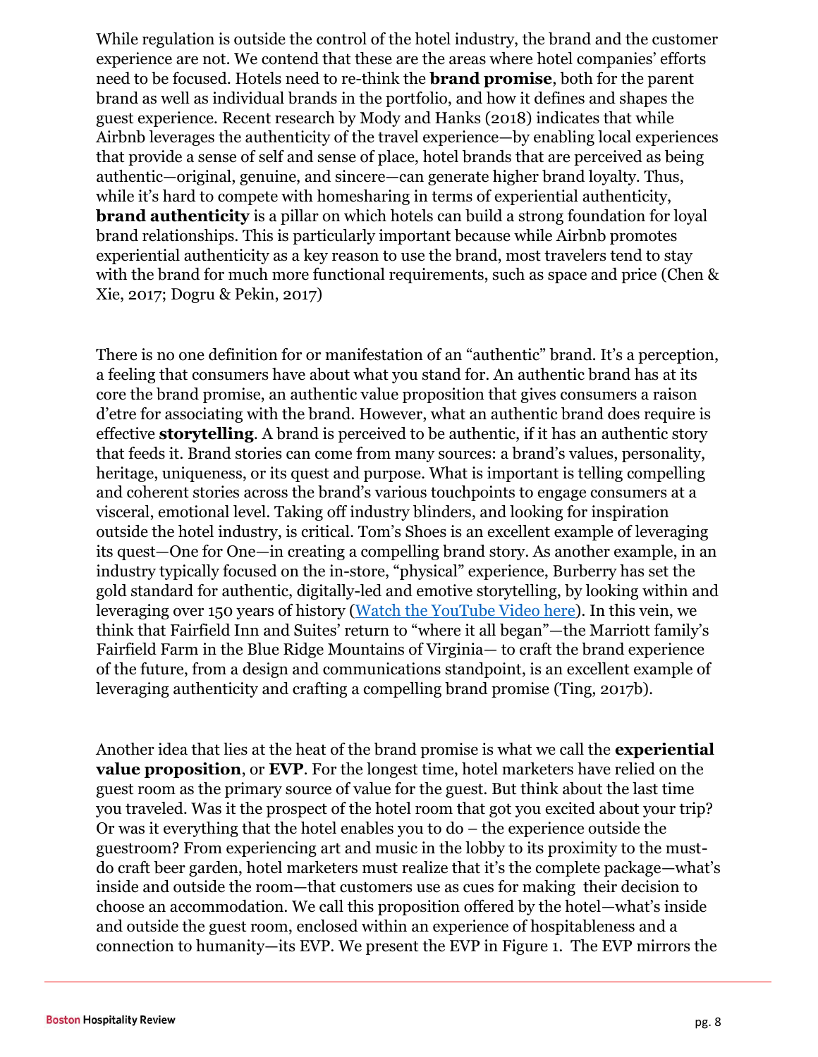While regulation is outside the control of the hotel industry, the brand and the customer experience are not. We contend that these are the areas where hotel companies' efforts need to be focused. Hotels need to re-think the **brand promise**, both for the parent brand as well as individual brands in the portfolio, and how it defines and shapes the guest experience. Recent research by Mody and Hanks (2018) indicates that while Airbnb leverages the authenticity of the travel experience—by enabling local experiences that provide a sense of self and sense of place, hotel brands that are perceived as being authentic—original, genuine, and sincere—can generate higher brand loyalty. Thus, while it's hard to compete with homesharing in terms of experiential authenticity, **brand authenticity** is a pillar on which hotels can build a strong foundation for loyal brand relationships. This is particularly important because while Airbnb promotes experiential authenticity as a key reason to use the brand, most travelers tend to stay with the brand for much more functional requirements, such as space and price (Chen & Xie, 2017; Dogru & Pekin, 2017)

There is no one definition for or manifestation of an "authentic" brand. It's a perception, a feeling that consumers have about what you stand for. An authentic brand has at its core the brand promise, an authentic value proposition that gives consumers a raison d'etre for associating with the brand. However, what an authentic brand does require is effective **storytelling**. A brand is perceived to be authentic, if it has an authentic story that feeds it. Brand stories can come from many sources: a brand's values, personality, heritage, uniqueness, or its quest and purpose. What is important is telling compelling and coherent stories across the brand's various touchpoints to engage consumers at a visceral, emotional level. Taking off industry blinders, and looking for inspiration outside the hotel industry, is critical. Tom's Shoes is an excellent example of leveraging its quest—One for One—in creating a compelling brand story. As another example, in an industry typically focused on the in-store, "physical" experience, Burberry has set the gold standard for authentic, digitally-led and emotive storytelling, by looking within and leveraging over 150 years of history (Watch the YouTube Video here). In this vein, we think that Fairfield Inn and Suites' return to "where it all began"—the Marriott family's Fairfield Farm in the Blue Ridge Mountains of Virginia— to craft the brand experience of the future, from a design and communications standpoint, is an excellent example of leveraging authenticity and crafting a compelling brand promise (Ting, 2017b).

Another idea that lies at the heat of the brand promise is what we call the **experiential value proposition**, or **EVP**. For the longest time, hotel marketers have relied on the guest room as the primary source of value for the guest. But think about the last time you traveled. Was it the prospect of the hotel room that got you excited about your trip? Or was it everything that the hotel enables you to do – the experience outside the guestroom? From experiencing art and music in the lobby to its proximity to the must-do craft beer garden, hotel marketers must realize that it's the complete package—what's inside and outside the room—that customers use as cues for making their decision to choose an accommodation. We call this proposition offered by the hotel—what's inside and outside the guest room, enclosed within an experience of hospitableness and a connection to humanity—its EVP. We present the EVP in Figure 1. The EVP mirrors the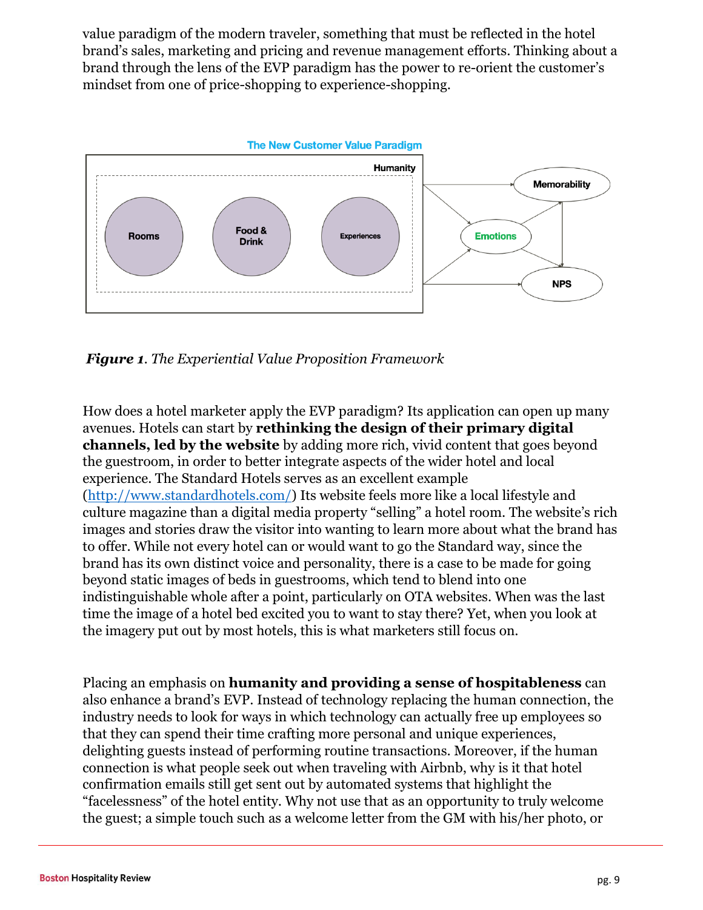value paradigm of the modern traveler, something that must be reflected in the hotel brand's sales, marketing and pricing and revenue management efforts. Thinking about a brand through the lens of the EVP paradigm has the power to re-orient the customer's mindset from one of price-shopping to experience-shopping.

The New Customer Value Paradigm

Humanity

Rooms

Food & Drink

Experiences

Memorability

Emotions

NPS

***Figure 1****. The Experiential Value Proposition Framework*

How does a hotel marketer apply the EVP paradigm? Its application can open up many avenues. Hotels can start by **rethinking the design of their primary digital channels, led by the website** by adding more rich, vivid content that goes beyond the guestroom, in order to better integrate aspects of the wider hotel and local experience. The Standard Hotels serves as an excellent example (http://www.standardhotels.com/) Its website feels more like a local lifestyle and culture magazine than a digital media property "selling" a hotel room. The website's rich images and stories draw the visitor into wanting to learn more about what the brand has to offer. While not every hotel can or would want to go the Standard way, since the brand has its own distinct voice and personality, there is a case to be made for going beyond static images of beds in guestrooms, which tend to blend into one indistinguishable whole after a point, particularly on OTA websites. When was the last time the image of a hotel bed excited you to want to stay there? Yet, when you look at the imagery put out by most hotels, this is what marketers still focus on.

Placing an emphasis on **humanity and providing a sense of hospitableness** can also enhance a brand's EVP. Instead of technology replacing the human connection, the industry needs to look for ways in which technology can actually free up employees so that they can spend their time crafting more personal and unique experiences, delighting guests instead of performing routine transactions. Moreover, if the human connection is what people seek out when traveling with Airbnb, why is it that hotel confirmation emails still get sent out by automated systems that highlight the "facelessness" of the hotel entity. Why not use that as an opportunity to truly welcome the guest; a simple touch such as a welcome letter from the GM with his/her photo, or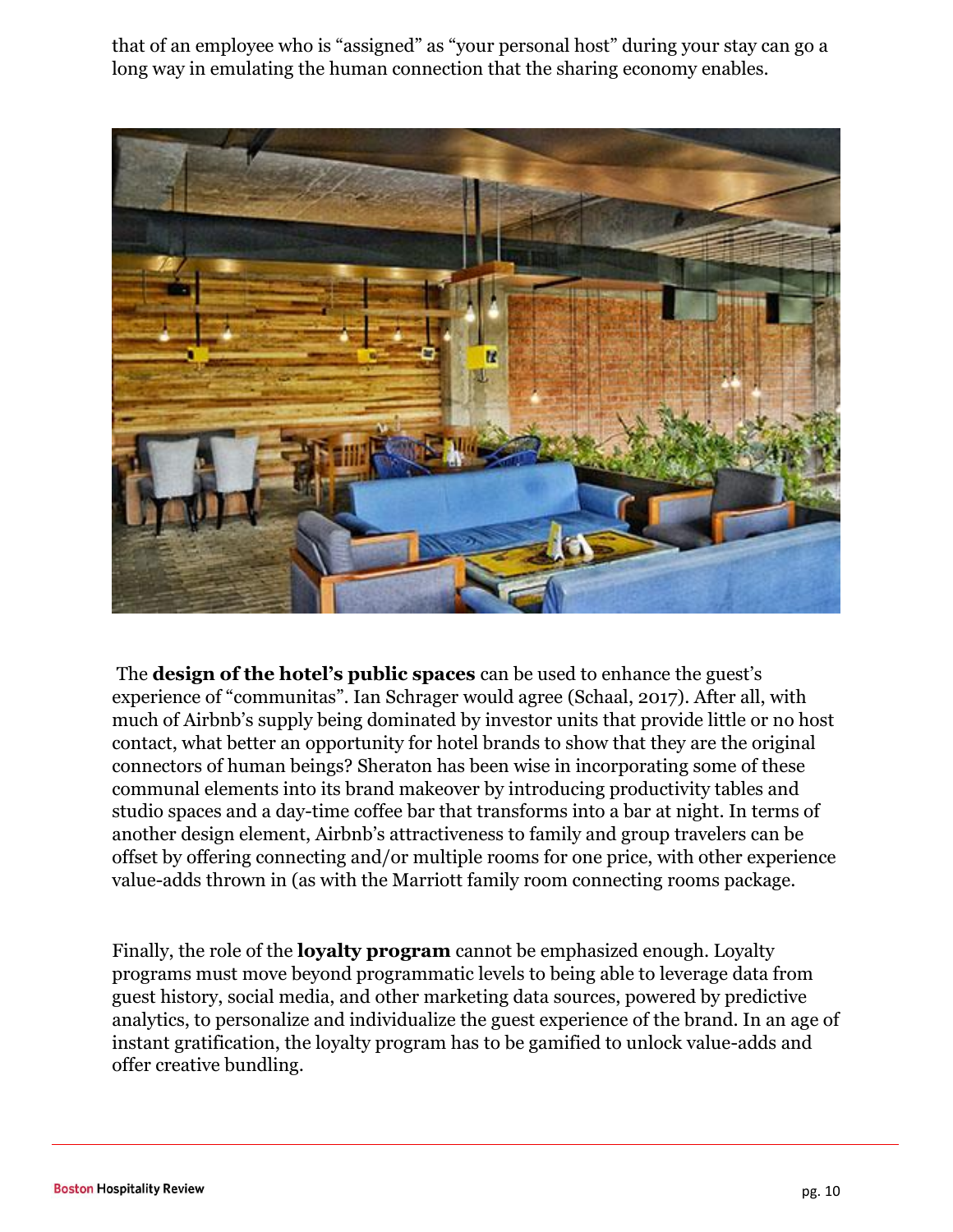that of an employee who is "assigned" as "your personal host" during your stay can go a long way in emulating the human connection that the sharing economy enables.

The **design of the hotel's public spaces** can be used to enhance the guest's experience of "communitas". Ian Schrager would agree (Schaal, 2017). After all, with much of Airbnb's supply being dominated by investor units that provide little or no host contact, what better an opportunity for hotel brands to show that they are the original connectors of human beings? Sheraton has been wise in incorporating some of these communal elements into its brand makeover by introducing productivity tables and studio spaces and a day-time coffee bar that transforms into a bar at night. In terms of another design element, Airbnb's attractiveness to family and group travelers can be offset by offering connecting and/or multiple rooms for one price, with other experience value-adds thrown in (as with the Marriott family room connecting rooms package.

Finally, the role of the **loyalty program** cannot be emphasized enough. Loyalty programs must move beyond programmatic levels to being able to leverage data from guest history, social media, and other marketing data sources, powered by predictive analytics, to personalize and individualize the guest experience of the brand. In an age of instant gratification, the loyalty program has to be gamified to unlock value-adds and offer creative bundling.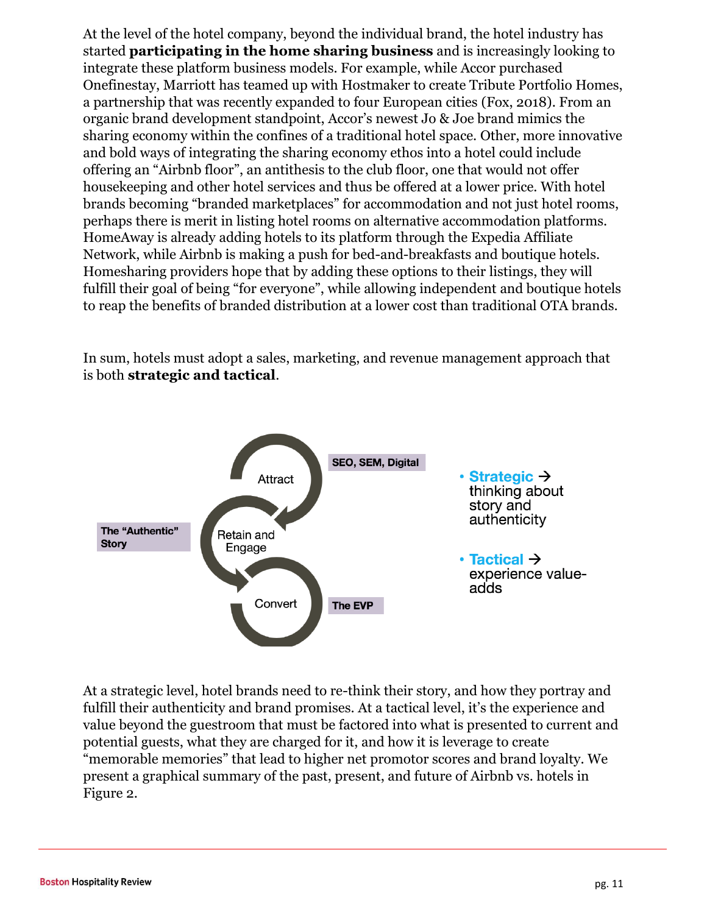At the level of the hotel company, beyond the individual brand, the hotel industry has started **participating in the home sharing business** and is increasingly looking to integrate these platform business models. For example, while Accor purchased Onefinestay, Marriott has teamed up with Hostmaker to create Tribute Portfolio Homes, a partnership that was recently expanded to four European cities (Fox, 2018). From an organic brand development standpoint, Accor's newest Jo & Joe brand mimics the sharing economy within the confines of a traditional hotel space. Other, more innovative and bold ways of integrating the sharing economy ethos into a hotel could include offering an "Airbnb floor", an antithesis to the club floor, one that would not offer housekeeping and other hotel services and thus be offered at a lower price. With hotel brands becoming "branded marketplaces" for accommodation and not just hotel rooms, perhaps there is merit in listing hotel rooms on alternative accommodation platforms. HomeAway is already adding hotels to its platform through the Expedia Affiliate Network, while Airbnb is making a push for bed-and-breakfasts and boutique hotels. Homesharing providers hope that by adding these options to their listings, they will fulfill their goal of being "for everyone", while allowing independent and boutique hotels to reap the benefits of branded distribution at a lower cost than traditional OTA brands.

In sum, hotels must adopt a sales, marketing, and revenue management approach that is both **strategic and tactical**.

Attract — SEO, SEM, Digital

Retain and Engage — The "Authentic" Story

Convert — The EVP

- **Strategic** → thinking about story and authenticity
- **Tactical** → experience value-adds

At a strategic level, hotel brands need to re-think their story, and how they portray and fulfill their authenticity and brand promises. At a tactical level, it's the experience and value beyond the guestroom that must be factored into what is presented to current and potential guests, what they are charged for it, and how it is leverage to create "memorable memories" that lead to higher net promotor scores and brand loyalty. We present a graphical summary of the past, present, and future of Airbnb vs. hotels in Figure 2.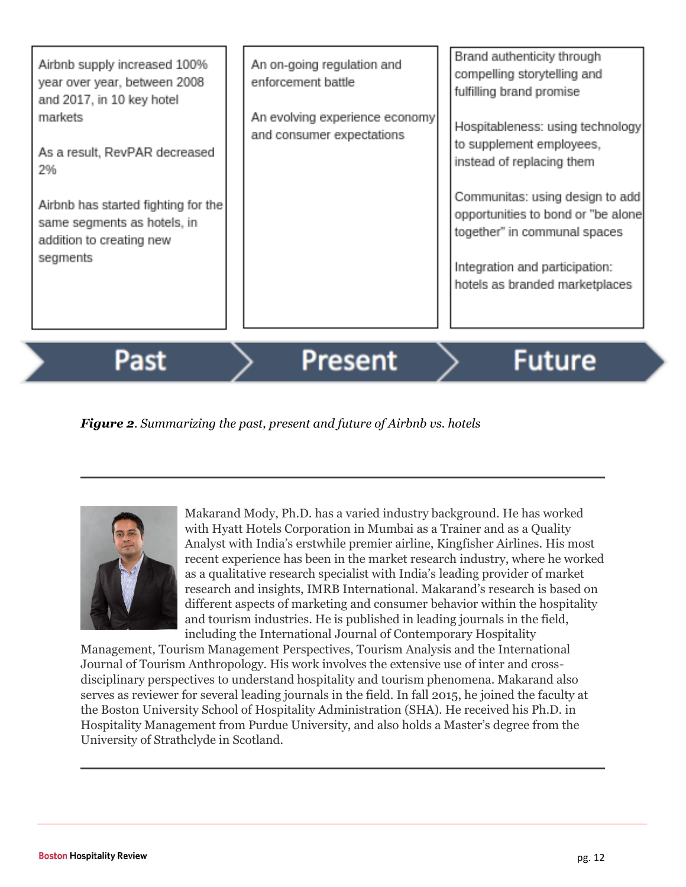| Past | Present | Future |
| --- | --- | --- |
| Airbnb supply increased 100% year over year, between 2008 and 2017, in 10 key hotel markets<br><br>As a result, RevPAR decreased 2%<br><br>Airbnb has started fighting for the same segments as hotels, in addition to creating new segments | An on-going regulation and enforcement battle<br><br>An evolving experience economy and consumer expectations | Brand authenticity through compelling storytelling and fulfilling brand promise<br><br>Hospitableness: using technology to supplement employees, instead of replacing them<br><br>Communitas: using design to add opportunities to bond or "be alone together" in communal spaces<br><br>Integration and participation: hotels as branded marketplaces |

***Figure 2**. Summarizing the past, present and future of Airbnb vs. hotels*

---

Makarand Mody, Ph.D. has a varied industry background. He has worked with Hyatt Hotels Corporation in Mumbai as a Trainer and as a Quality Analyst with India's erstwhile premier airline, Kingfisher Airlines. His most recent experience has been in the market research industry, where he worked as a qualitative research specialist with India's leading provider of market research and insights, IMRB International. Makarand's research is based on different aspects of marketing and consumer behavior within the hospitality and tourism industries. He is published in leading journals in the field, including the International Journal of Contemporary Hospitality Management, Tourism Management Perspectives, Tourism Analysis and the International Journal of Tourism Anthropology. His work involves the extensive use of inter and cross-disciplinary perspectives to understand hospitality and tourism phenomena. Makarand also serves as reviewer for several leading journals in the field. In fall 2015, he joined the faculty at the Boston University School of Hospitality Administration (SHA). He received his Ph.D. in Hospitality Management from Purdue University, and also holds a Master's degree from the University of Strathclyde in Scotland.

---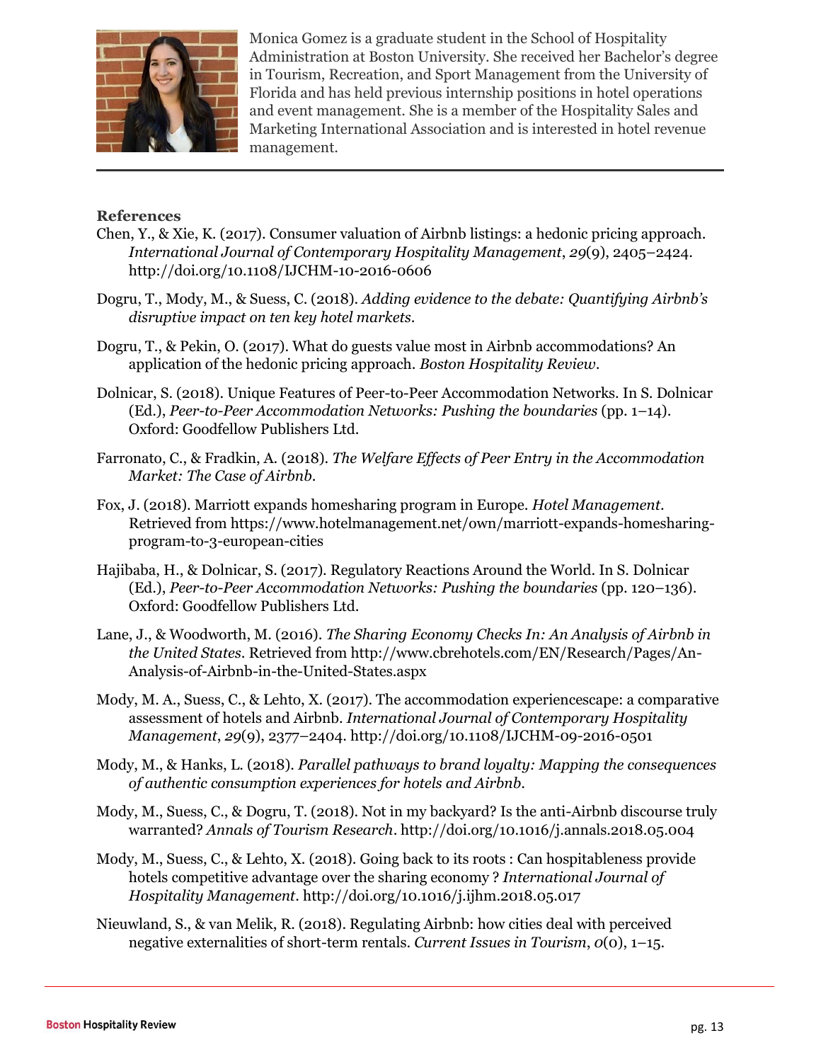Monica Gomez is a graduate student in the School of Hospitality Administration at Boston University. She received her Bachelor's degree in Tourism, Recreation, and Sport Management from the University of Florida and has held previous internship positions in hotel operations and event management. She is a member of the Hospitality Sales and Marketing International Association and is interested in hotel revenue management.

---

**References**

Chen, Y., & Xie, K. (2017). Consumer valuation of Airbnb listings: a hedonic pricing approach. *International Journal of Contemporary Hospitality Management*, *29*(9), 2405–2424. http://doi.org/10.1108/IJCHM-10-2016-0606

Dogru, T., Mody, M., & Suess, C. (2018). *Adding evidence to the debate: Quantifying Airbnb's disruptive impact on ten key hotel markets*.

Dogru, T., & Pekin, O. (2017). What do guests value most in Airbnb accommodations? An application of the hedonic pricing approach. *Boston Hospitality Review*.

Dolnicar, S. (2018). Unique Features of Peer-to-Peer Accommodation Networks. In S. Dolnicar (Ed.), *Peer-to-Peer Accommodation Networks: Pushing the boundaries* (pp. 1–14). Oxford: Goodfellow Publishers Ltd.

Farronato, C., & Fradkin, A. (2018). *The Welfare Effects of Peer Entry in the Accommodation Market: The Case of Airbnb*.

Fox, J. (2018). Marriott expands homesharing program in Europe. *Hotel Management*. Retrieved from https://www.hotelmanagement.net/own/marriott-expands-homesharing-program-to-3-european-cities

Hajibaba, H., & Dolnicar, S. (2017). Regulatory Reactions Around the World. In S. Dolnicar (Ed.), *Peer-to-Peer Accommodation Networks: Pushing the boundaries* (pp. 120–136). Oxford: Goodfellow Publishers Ltd.

Lane, J., & Woodworth, M. (2016). *The Sharing Economy Checks In: An Analysis of Airbnb in the United States*. Retrieved from http://www.cbrehotels.com/EN/Research/Pages/An-Analysis-of-Airbnb-in-the-United-States.aspx

Mody, M. A., Suess, C., & Lehto, X. (2017). The accommodation experiencescape: a comparative assessment of hotels and Airbnb. *International Journal of Contemporary Hospitality Management*, *29*(9), 2377–2404. http://doi.org/10.1108/IJCHM-09-2016-0501

Mody, M., & Hanks, L. (2018). *Parallel pathways to brand loyalty: Mapping the consequences of authentic consumption experiences for hotels and Airbnb*.

Mody, M., Suess, C., & Dogru, T. (2018). Not in my backyard? Is the anti-Airbnb discourse truly warranted? *Annals of Tourism Research*. http://doi.org/10.1016/j.annals.2018.05.004

Mody, M., Suess, C., & Lehto, X. (2018). Going back to its roots : Can hospitableness provide hotels competitive advantage over the sharing economy ? *International Journal of Hospitality Management*. http://doi.org/10.1016/j.ijhm.2018.05.017

Nieuwland, S., & van Melik, R. (2018). Regulating Airbnb: how cities deal with perceived negative externalities of short-term rentals. *Current Issues in Tourism*, *0*(0), 1–15.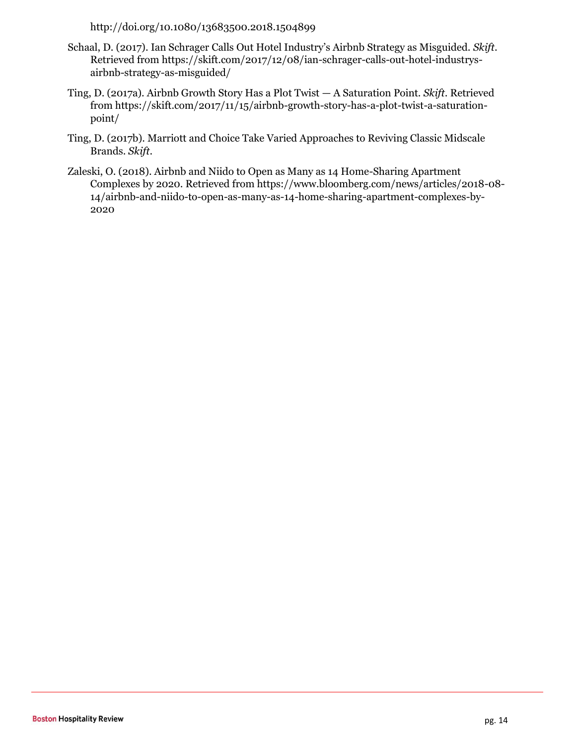http://doi.org/10.1080/13683500.2018.1504899

Schaal, D. (2017). Ian Schrager Calls Out Hotel Industry's Airbnb Strategy as Misguided. *Skift*. Retrieved from https://skift.com/2017/12/08/ian-schrager-calls-out-hotel-industrys-airbnb-strategy-as-misguided/

Ting, D. (2017a). Airbnb Growth Story Has a Plot Twist — A Saturation Point. *Skift*. Retrieved from https://skift.com/2017/11/15/airbnb-growth-story-has-a-plot-twist-a-saturation-point/

Ting, D. (2017b). Marriott and Choice Take Varied Approaches to Reviving Classic Midscale Brands. *Skift*.

Zaleski, O. (2018). Airbnb and Niido to Open as Many as 14 Home-Sharing Apartment Complexes by 2020. Retrieved from https://www.bloomberg.com/news/articles/2018-08-14/airbnb-and-niido-to-open-as-many-as-14-home-sharing-apartment-complexes-by-2020